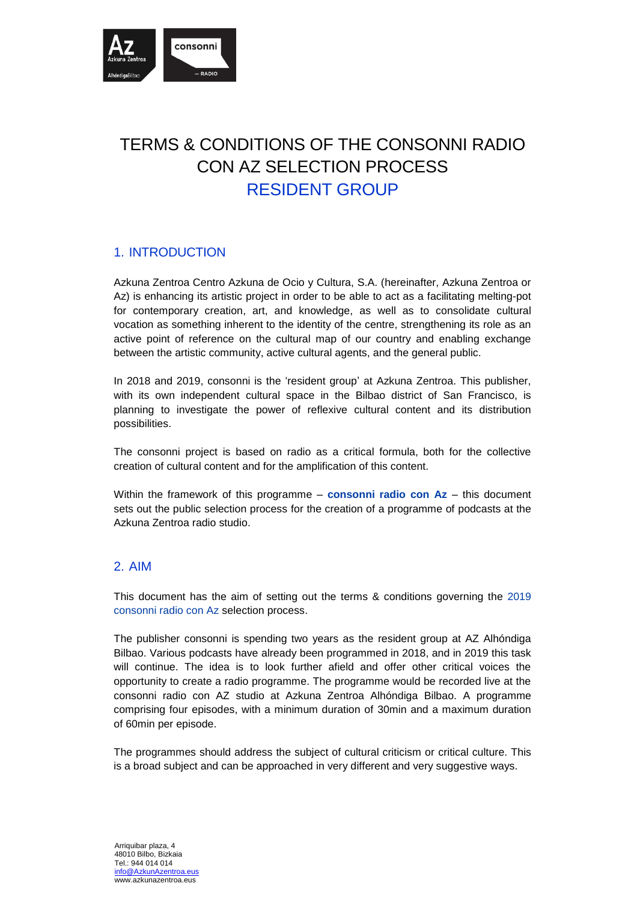# TERMS & CONDITIONS OF THE CONSONNI RADIO CON AZ SELECTION PROCESS
# RESIDENT GROUP

## 1. INTRODUCTION

Azkuna Zentroa Centro Azkuna de Ocio y Cultura, S.A. (hereinafter, Azkuna Zentroa or Az) is enhancing its artistic project in order to be able to act as a facilitating melting-pot for contemporary creation, art, and knowledge, as well as to consolidate cultural vocation as something inherent to the identity of the centre, strengthening its role as an active point of reference on the cultural map of our country and enabling exchange between the artistic community, active cultural agents, and the general public.

In 2018 and 2019, consonni is the 'resident group' at Azkuna Zentroa. This publisher, with its own independent cultural space in the Bilbao district of San Francisco, is planning to investigate the power of reflexive cultural content and its distribution possibilities.

The consonni project is based on radio as a critical formula, both for the collective creation of cultural content and for the amplification of this content.

Within the framework of this programme – **consonni radio con Az** – this document sets out the public selection process for the creation of a programme of podcasts at the Azkuna Zentroa radio studio.

## 2. AIM

This document has the aim of setting out the terms & conditions governing the 2019 consonni radio con Az selection process.

The publisher consonni is spending two years as the resident group at AZ Alhóndiga Bilbao. Various podcasts have already been programmed in 2018, and in 2019 this task will continue. The idea is to look further afield and offer other critical voices the opportunity to create a radio programme. The programme would be recorded live at the consonni radio con AZ studio at Azkuna Zentroa Alhóndiga Bilbao. A programme comprising four episodes, with a minimum duration of 30min and a maximum duration of 60min per episode.

The programmes should address the subject of cultural criticism or critical culture. This is a broad subject and can be approached in very different and very suggestive ways.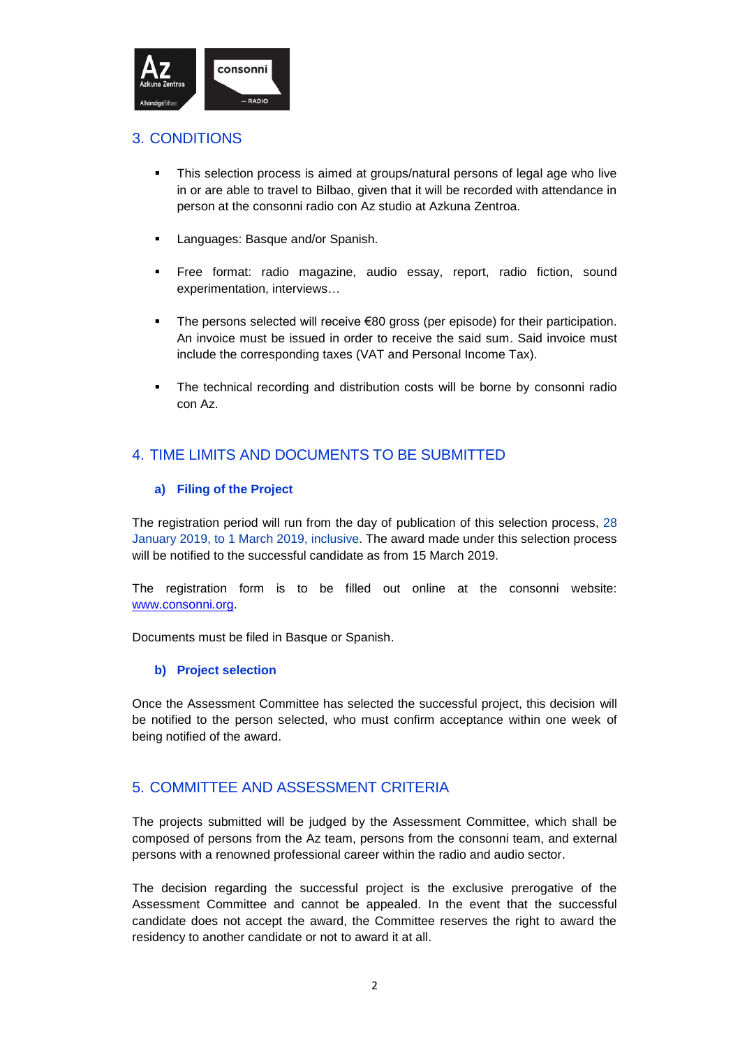## 3. CONDITIONS

- This selection process is aimed at groups/natural persons of legal age who live in or are able to travel to Bilbao, given that it will be recorded with attendance in person at the consonni radio con Az studio at Azkuna Zentroa.
- Languages: Basque and/or Spanish.
- Free format: radio magazine, audio essay, report, radio fiction, sound experimentation, interviews…
- The persons selected will receive €80 gross (per episode) for their participation. An invoice must be issued in order to receive the said sum. Said invoice must include the corresponding taxes (VAT and Personal Income Tax).
- The technical recording and distribution costs will be borne by consonni radio con Az.

## 4. TIME LIMITS AND DOCUMENTS TO BE SUBMITTED

### a) Filing of the Project

The registration period will run from the day of publication of this selection process, 28 January 2019, to 1 March 2019, inclusive. The award made under this selection process will be notified to the successful candidate as from 15 March 2019.

The registration form is to be filled out online at the consonni website: www.consonni.org.

Documents must be filed in Basque or Spanish.

### b) Project selection

Once the Assessment Committee has selected the successful project, this decision will be notified to the person selected, who must confirm acceptance within one week of being notified of the award.

## 5. COMMITTEE AND ASSESSMENT CRITERIA

The projects submitted will be judged by the Assessment Committee, which shall be composed of persons from the Az team, persons from the consonni team, and external persons with a renowned professional career within the radio and audio sector.

The decision regarding the successful project is the exclusive prerogative of the Assessment Committee and cannot be appealed. In the event that the successful candidate does not accept the award, the Committee reserves the right to award the residency to another candidate or not to award it at all.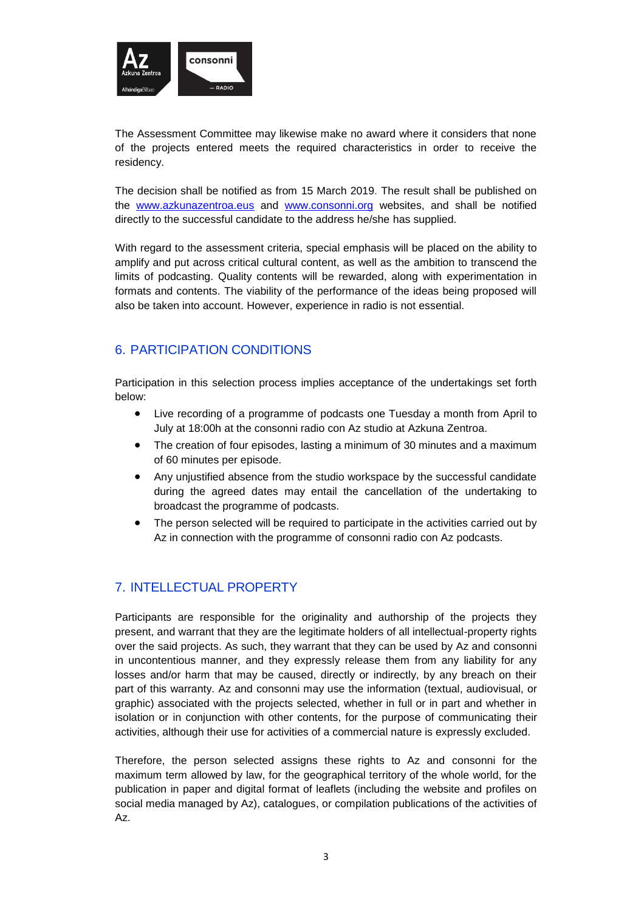The Assessment Committee may likewise make no award where it considers that none of the projects entered meets the required characteristics in order to receive the residency.

The decision shall be notified as from 15 March 2019. The result shall be published on the [www.azkunazentroa.eus](http://www.azkunazentroa.eus) and [www.consonni.org](http://www.consonni.org) websites, and shall be notified directly to the successful candidate to the address he/she has supplied.

With regard to the assessment criteria, special emphasis will be placed on the ability to amplify and put across critical cultural content, as well as the ambition to transcend the limits of podcasting. Quality contents will be rewarded, along with experimentation in formats and contents. The viability of the performance of the ideas being proposed will also be taken into account. However, experience in radio is not essential.

## 6. PARTICIPATION CONDITIONS

Participation in this selection process implies acceptance of the undertakings set forth below:

- Live recording of a programme of podcasts one Tuesday a month from April to July at 18:00h at the consonni radio con Az studio at Azkuna Zentroa.
- The creation of four episodes, lasting a minimum of 30 minutes and a maximum of 60 minutes per episode.
- Any unjustified absence from the studio workspace by the successful candidate during the agreed dates may entail the cancellation of the undertaking to broadcast the programme of podcasts.
- The person selected will be required to participate in the activities carried out by Az in connection with the programme of consonni radio con Az podcasts.

## 7. INTELLECTUAL PROPERTY

Participants are responsible for the originality and authorship of the projects they present, and warrant that they are the legitimate holders of all intellectual-property rights over the said projects. As such, they warrant that they can be used by Az and consonni in uncontentious manner, and they expressly release them from any liability for any losses and/or harm that may be caused, directly or indirectly, by any breach on their part of this warranty. Az and consonni may use the information (textual, audiovisual, or graphic) associated with the projects selected, whether in full or in part and whether in isolation or in conjunction with other contents, for the purpose of communicating their activities, although their use for activities of a commercial nature is expressly excluded.

Therefore, the person selected assigns these rights to Az and consonni for the maximum term allowed by law, for the geographical territory of the whole world, for the publication in paper and digital format of leaflets (including the website and profiles on social media managed by Az), catalogues, or compilation publications of the activities of Az.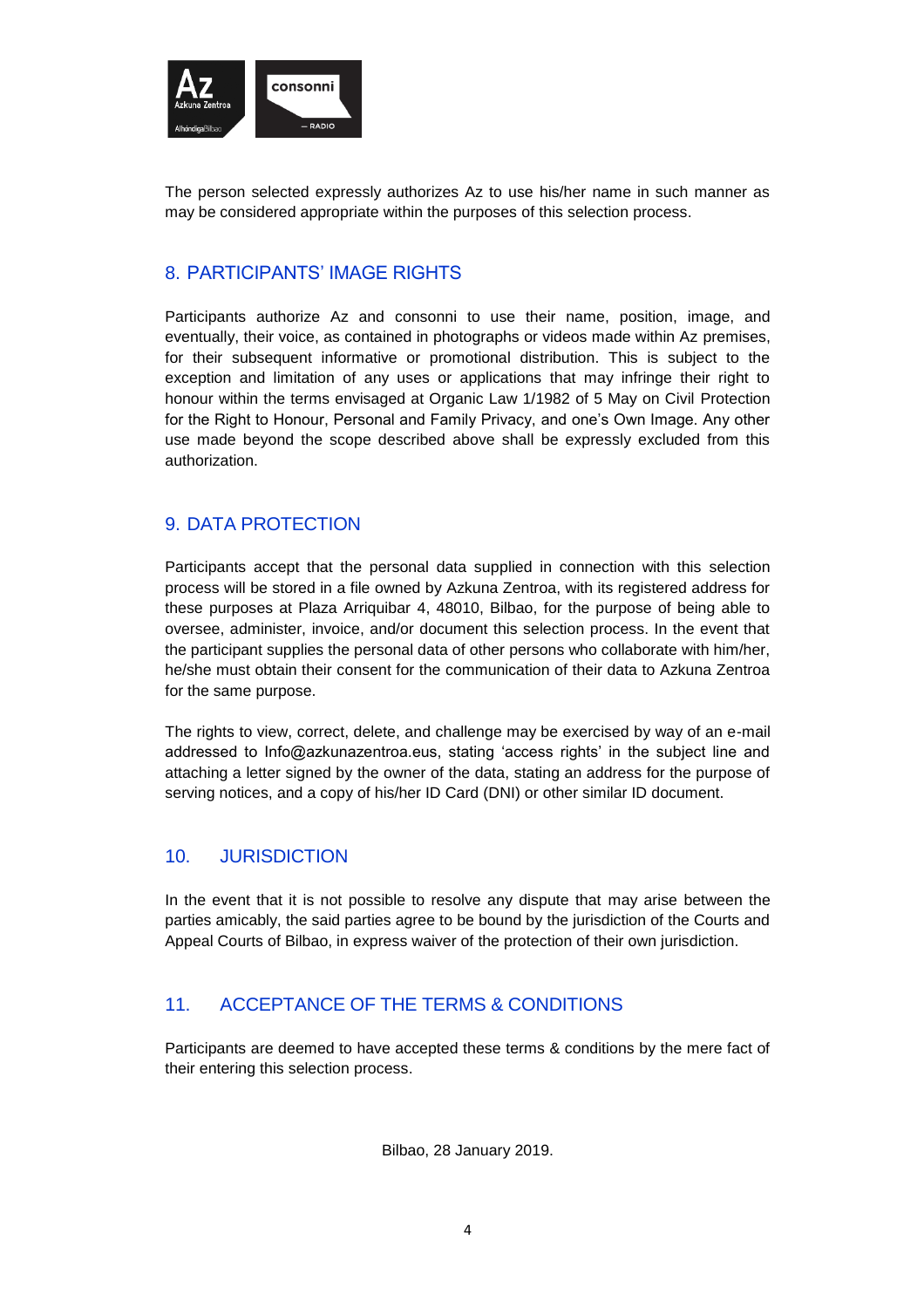The person selected expressly authorizes Az to use his/her name in such manner as may be considered appropriate within the purposes of this selection process.

## 8. PARTICIPANTS' IMAGE RIGHTS

Participants authorize Az and consonni to use their name, position, image, and eventually, their voice, as contained in photographs or videos made within Az premises, for their subsequent informative or promotional distribution. This is subject to the exception and limitation of any uses or applications that may infringe their right to honour within the terms envisaged at Organic Law 1/1982 of 5 May on Civil Protection for the Right to Honour, Personal and Family Privacy, and one's Own Image. Any other use made beyond the scope described above shall be expressly excluded from this authorization.

## 9. DATA PROTECTION

Participants accept that the personal data supplied in connection with this selection process will be stored in a file owned by Azkuna Zentroa, with its registered address for these purposes at Plaza Arriquibar 4, 48010, Bilbao, for the purpose of being able to oversee, administer, invoice, and/or document this selection process. In the event that the participant supplies the personal data of other persons who collaborate with him/her, he/she must obtain their consent for the communication of their data to Azkuna Zentroa for the same purpose.

The rights to view, correct, delete, and challenge may be exercised by way of an e-mail addressed to Info@azkunazentroa.eus, stating 'access rights' in the subject line and attaching a letter signed by the owner of the data, stating an address for the purpose of serving notices, and a copy of his/her ID Card (DNI) or other similar ID document.

## 10. JURISDICTION

In the event that it is not possible to resolve any dispute that may arise between the parties amicably, the said parties agree to be bound by the jurisdiction of the Courts and Appeal Courts of Bilbao, in express waiver of the protection of their own jurisdiction.

## 11. ACCEPTANCE OF THE TERMS & CONDITIONS

Participants are deemed to have accepted these terms & conditions by the mere fact of their entering this selection process.

Bilbao, 28 January 2019.